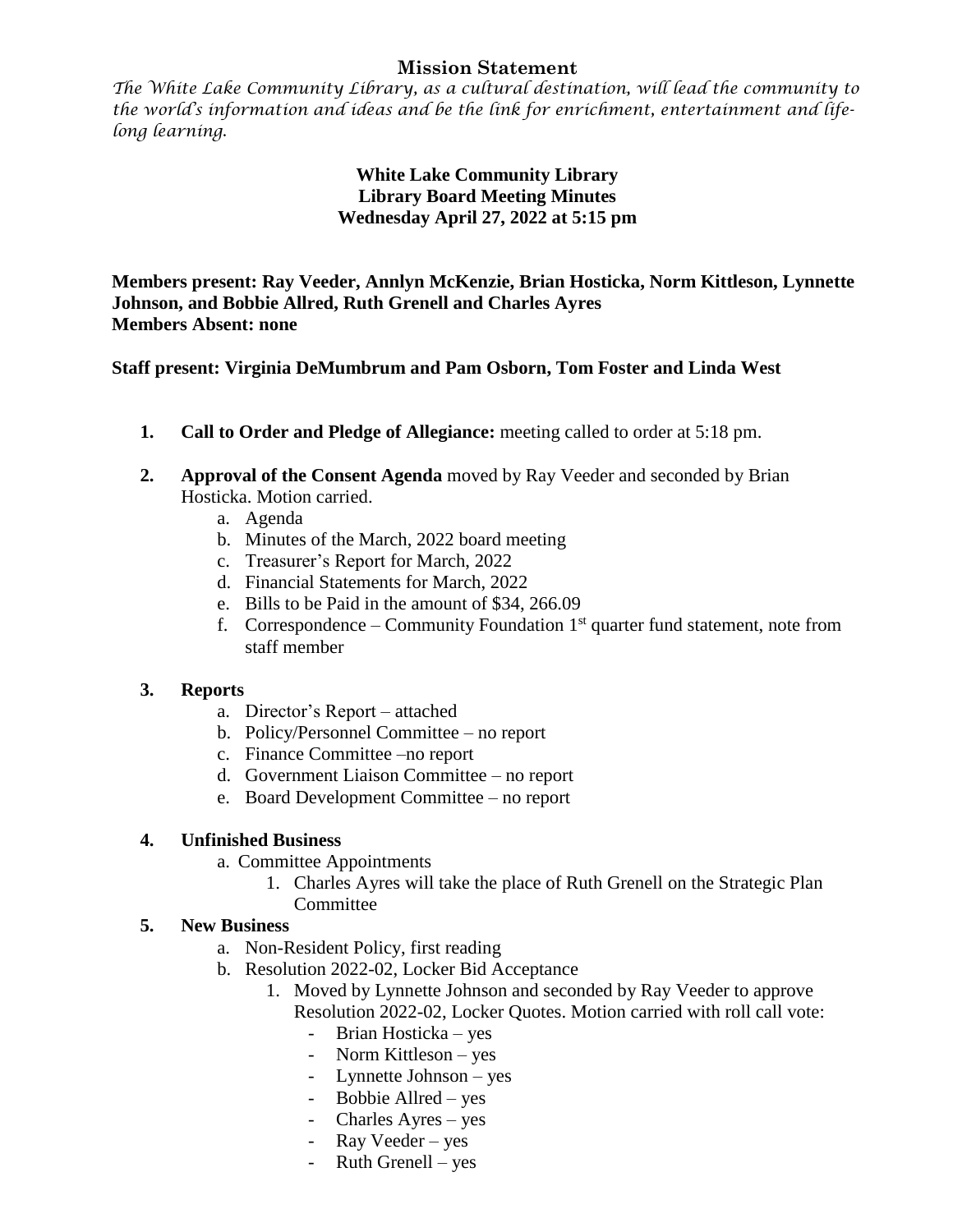## Mission Statement

*The White Lake Community Library, as a cultural destination, will lead the community to the world's information and ideas and be the link for enrichment, entertainment and life-long learning.*

**White Lake Community Library**
**Library Board Meeting Minutes**
**Wednesday April 27, 2022 at 5:15 pm**

**Members present: Ray Veeder, Annlyn McKenzie, Brian Hosticka, Norm Kittleson, Lynnette Johnson, and Bobbie Allred, Ruth Grenell and Charles Ayres**
**Members Absent: none**

**Staff present: Virginia DeMumbrum and Pam Osborn, Tom Foster and Linda West**

1. **Call to Order and Pledge of Allegiance:** meeting called to order at 5:18 pm.

2. **Approval of the Consent Agenda** moved by Ray Veeder and seconded by Brian Hosticka. Motion carried.
   a. Agenda
   b. Minutes of the March, 2022 board meeting
   c. Treasurer's Report for March, 2022
   d. Financial Statements for March, 2022
   e. Bills to be Paid in the amount of $34, 266.09
   f. Correspondence – Community Foundation 1st quarter fund statement, note from staff member

3. **Reports**
   a. Director's Report – attached
   b. Policy/Personnel Committee – no report
   c. Finance Committee –no report
   d. Government Liaison Committee – no report
   e. Board Development Committee – no report

4. **Unfinished Business**
   a. Committee Appointments
      1. Charles Ayres will take the place of Ruth Grenell on the Strategic Plan Committee

5. **New Business**
   a. Non-Resident Policy, first reading
   b. Resolution 2022-02, Locker Bid Acceptance
      1. Moved by Lynnette Johnson and seconded by Ray Veeder to approve Resolution 2022-02, Locker Quotes. Motion carried with roll call vote:
         - Brian Hosticka – yes
         - Norm Kittleson – yes
         - Lynnette Johnson – yes
         - Bobbie Allred – yes
         - Charles Ayres – yes
         - Ray Veeder – yes
         - Ruth Grenell – yes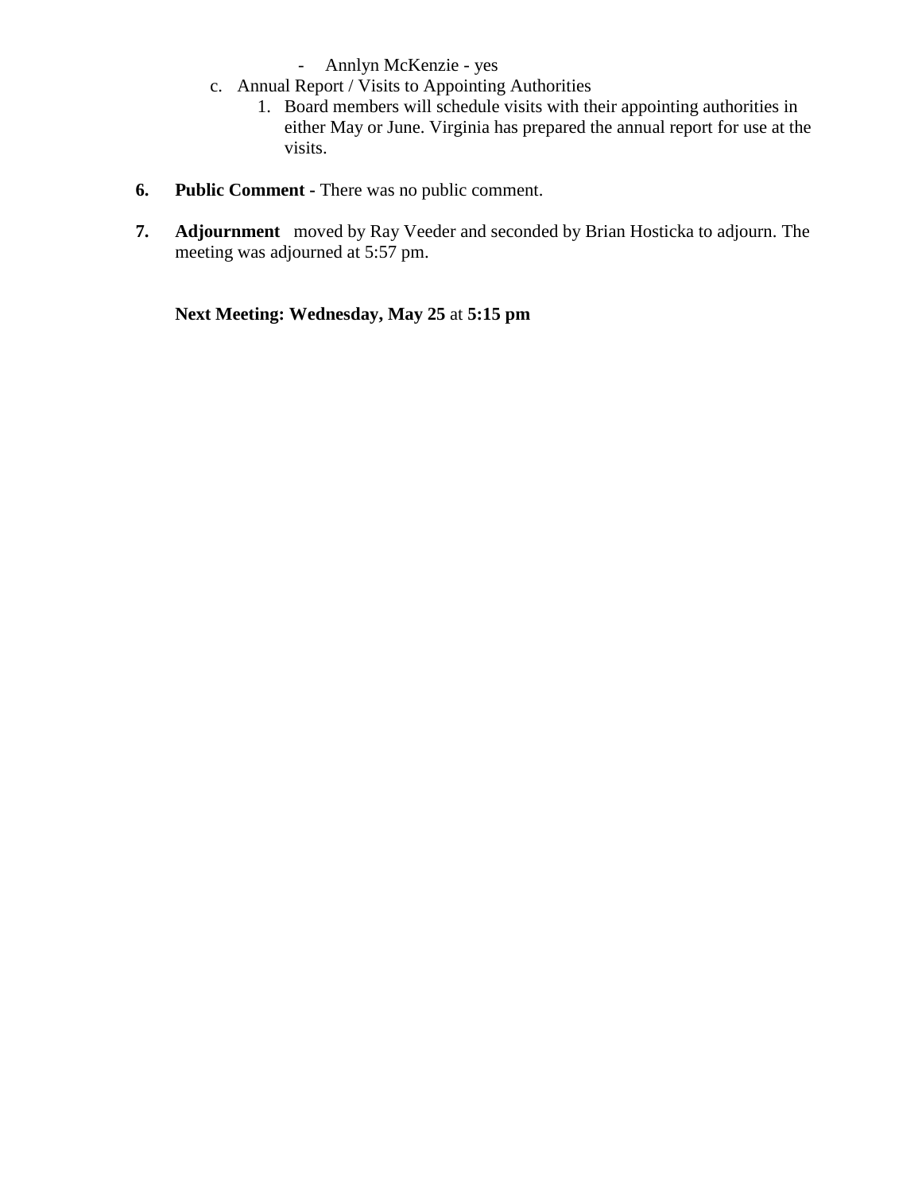- Annlyn McKenzie - yes

c. Annual Report / Visits to Appointing Authorities
   1. Board members will schedule visits with their appointing authorities in either May or June. Virginia has prepared the annual report for use at the visits.

6. **Public Comment -** There was no public comment.

7. **Adjournment** moved by Ray Veeder and seconded by Brian Hosticka to adjourn. The meeting was adjourned at 5:57 pm.

**Next Meeting: Wednesday, May 25** at **5:15 pm**